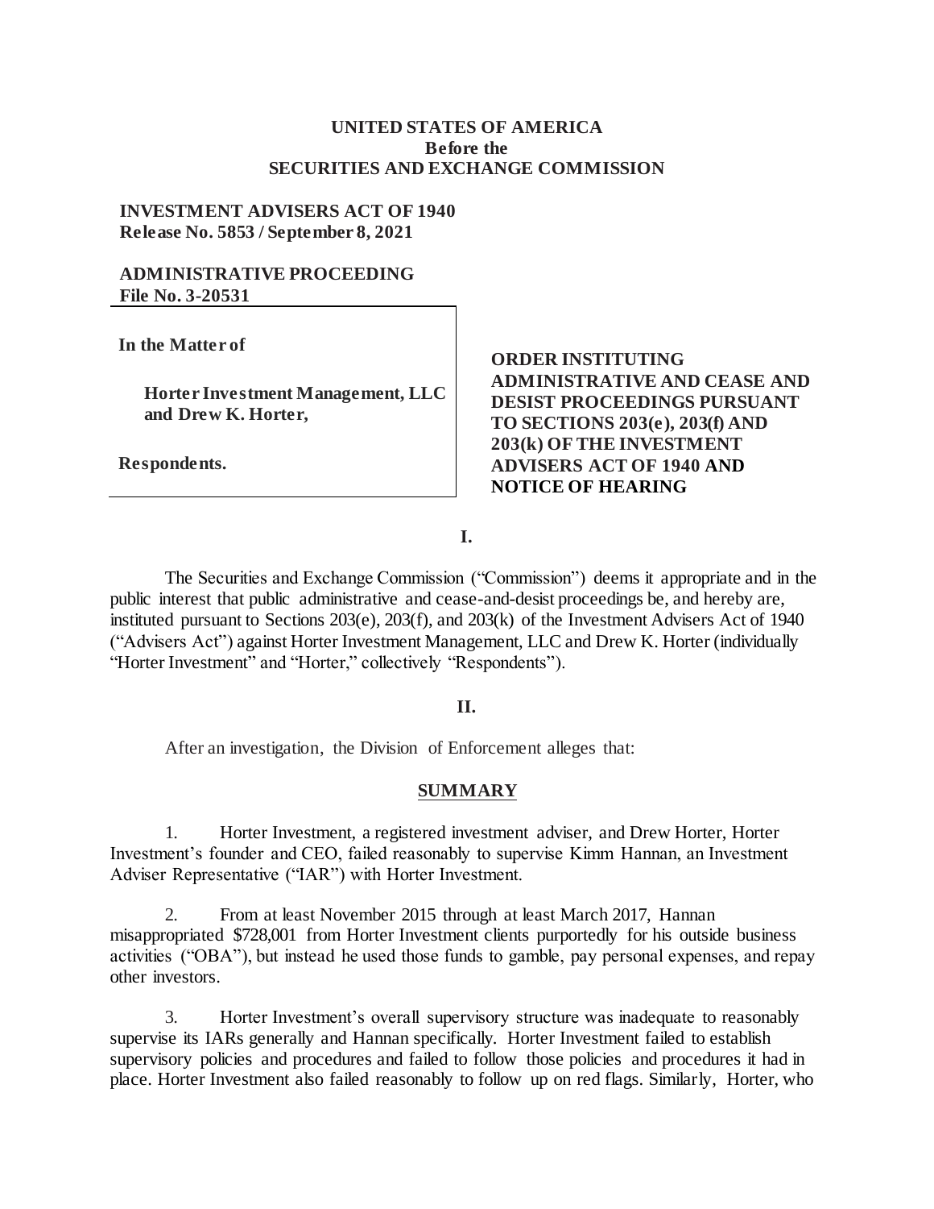**UNITED STATES OF AMERICA**
**Before the**
**SECURITIES AND EXCHANGE COMMISSION**

**INVESTMENT ADVISERS ACT OF 1940**
**Release No. 5853 / September 8, 2021**

**ADMINISTRATIVE PROCEEDING**
**File No. 3-20531**

**In the Matter of**

**Horter Investment Management, LLC and Drew K. Horter,**

**Respondents.**

**ORDER INSTITUTING ADMINISTRATIVE AND CEASE AND DESIST PROCEEDINGS PURSUANT TO SECTIONS 203(e), 203(f) AND 203(k) OF THE INVESTMENT ADVISERS ACT OF 1940 AND NOTICE OF HEARING**

**I.**

The Securities and Exchange Commission ("Commission") deems it appropriate and in the public interest that public administrative and cease-and-desist proceedings be, and hereby are, instituted pursuant to Sections 203(e), 203(f), and 203(k) of the Investment Advisers Act of 1940 ("Advisers Act") against Horter Investment Management, LLC and Drew K. Horter (individually "Horter Investment" and "Horter," collectively "Respondents").

**II.**

After an investigation, the Division of Enforcement alleges that:

**SUMMARY**

1. Horter Investment, a registered investment adviser, and Drew Horter, Horter Investment's founder and CEO, failed reasonably to supervise Kimm Hannan, an Investment Adviser Representative ("IAR") with Horter Investment.

2. From at least November 2015 through at least March 2017, Hannan misappropriated $728,001 from Horter Investment clients purportedly for his outside business activities ("OBA"), but instead he used those funds to gamble, pay personal expenses, and repay other investors.

3. Horter Investment's overall supervisory structure was inadequate to reasonably supervise its IARs generally and Hannan specifically. Horter Investment failed to establish supervisory policies and procedures and failed to follow those policies and procedures it had in place. Horter Investment also failed reasonably to follow up on red flags. Similarly, Horter, who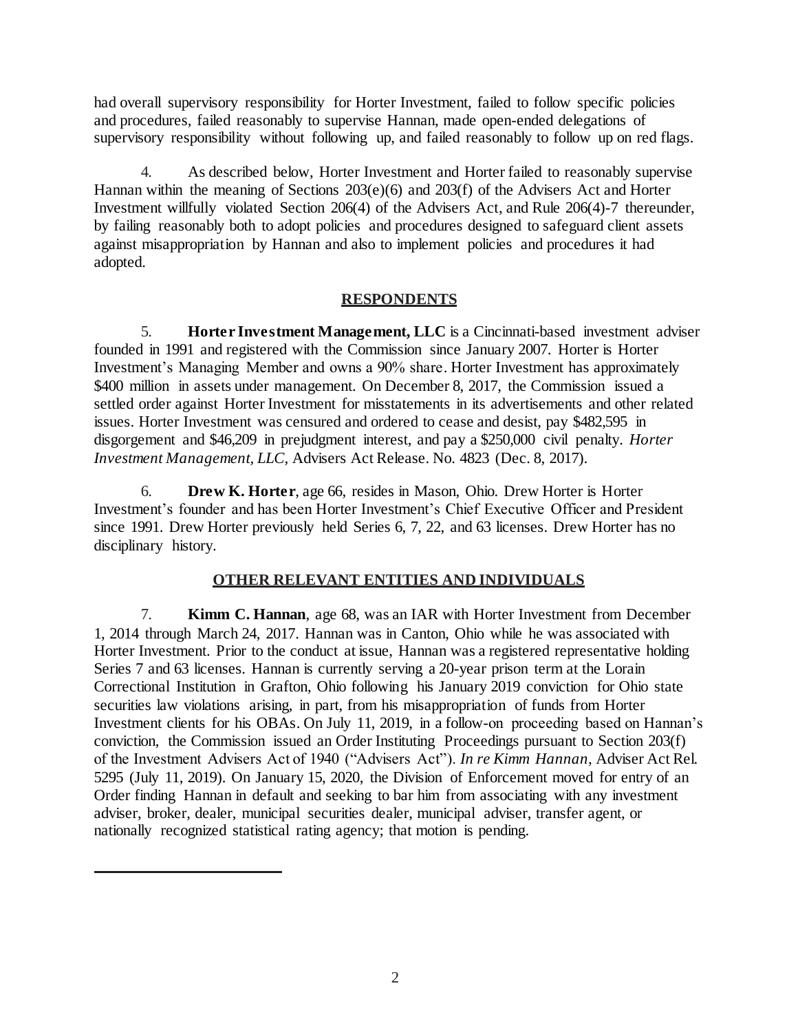had overall supervisory responsibility for Horter Investment, failed to follow specific policies and procedures, failed reasonably to supervise Hannan, made open-ended delegations of supervisory responsibility without following up, and failed reasonably to follow up on red flags.

4. As described below, Horter Investment and Horter failed to reasonably supervise Hannan within the meaning of Sections 203(e)(6) and 203(f) of the Advisers Act and Horter Investment willfully violated Section 206(4) of the Advisers Act, and Rule 206(4)-7 thereunder, by failing reasonably both to adopt policies and procedures designed to safeguard client assets against misappropriation by Hannan and also to implement policies and procedures it had adopted.

## RESPONDENTS

5. **Horter Investment Management, LLC** is a Cincinnati-based investment adviser founded in 1991 and registered with the Commission since January 2007. Horter is Horter Investment's Managing Member and owns a 90% share. Horter Investment has approximately \$400 million in assets under management. On December 8, 2017, the Commission issued a settled order against Horter Investment for misstatements in its advertisements and other related issues. Horter Investment was censured and ordered to cease and desist, pay \$482,595 in disgorgement and \$46,209 in prejudgment interest, and pay a \$250,000 civil penalty. *Horter Investment Management, LLC,* Advisers Act Release. No. 4823 (Dec. 8, 2017).

6. **Drew K. Horter**, age 66, resides in Mason, Ohio. Drew Horter is Horter Investment's founder and has been Horter Investment's Chief Executive Officer and President since 1991. Drew Horter previously held Series 6, 7, 22, and 63 licenses. Drew Horter has no disciplinary history.

## OTHER RELEVANT ENTITIES AND INDIVIDUALS

7. **Kimm C. Hannan**, age 68, was an IAR with Horter Investment from December 1, 2014 through March 24, 2017. Hannan was in Canton, Ohio while he was associated with Horter Investment. Prior to the conduct at issue, Hannan was a registered representative holding Series 7 and 63 licenses. Hannan is currently serving a 20-year prison term at the Lorain Correctional Institution in Grafton, Ohio following his January 2019 conviction for Ohio state securities law violations arising, in part, from his misappropriation of funds from Horter Investment clients for his OBAs. On July 11, 2019, in a follow-on proceeding based on Hannan's conviction, the Commission issued an Order Instituting Proceedings pursuant to Section 203(f) of the Investment Advisers Act of 1940 ("Advisers Act"). *In re Kimm Hannan*, Adviser Act Rel. 5295 (July 11, 2019). On January 15, 2020, the Division of Enforcement moved for entry of an Order finding Hannan in default and seeking to bar him from associating with any investment adviser, broker, dealer, municipal securities dealer, municipal adviser, transfer agent, or nationally recognized statistical rating agency; that motion is pending.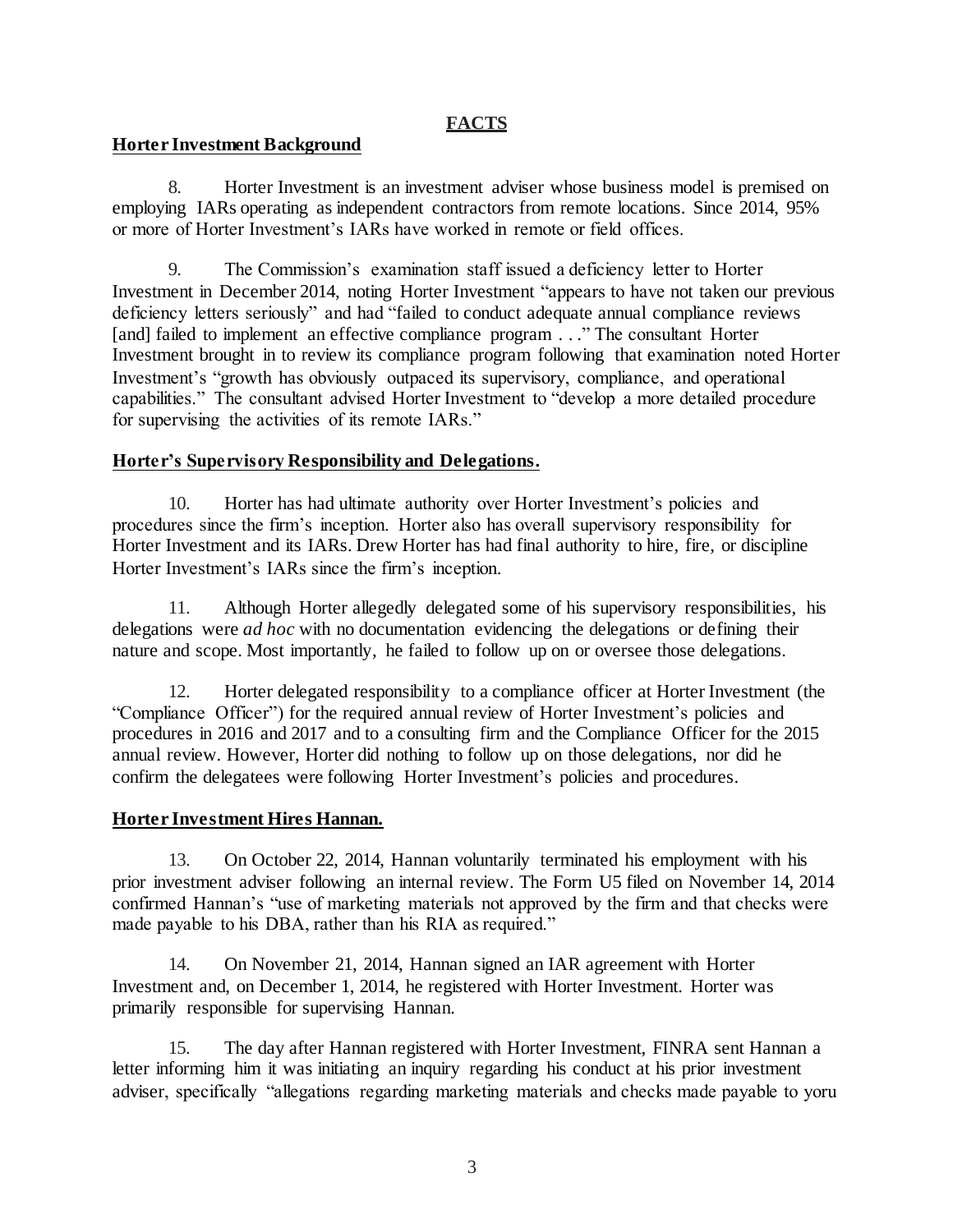## FACTS

**Horter Investment Background**

8. Horter Investment is an investment adviser whose business model is premised on employing IARs operating as independent contractors from remote locations. Since 2014, 95% or more of Horter Investment's IARs have worked in remote or field offices.

9. The Commission's examination staff issued a deficiency letter to Horter Investment in December 2014, noting Horter Investment "appears to have not taken our previous deficiency letters seriously" and had "failed to conduct adequate annual compliance reviews [and] failed to implement an effective compliance program . . ." The consultant Horter Investment brought in to review its compliance program following that examination noted Horter Investment's "growth has obviously outpaced its supervisory, compliance, and operational capabilities." The consultant advised Horter Investment to "develop a more detailed procedure for supervising the activities of its remote IARs."

**Horter's Supervisory Responsibility and Delegations.**

10. Horter has had ultimate authority over Horter Investment's policies and procedures since the firm's inception. Horter also has overall supervisory responsibility for Horter Investment and its IARs. Drew Horter has had final authority to hire, fire, or discipline Horter Investment's IARs since the firm's inception.

11. Although Horter allegedly delegated some of his supervisory responsibilities, his delegations were *ad hoc* with no documentation evidencing the delegations or defining their nature and scope. Most importantly, he failed to follow up on or oversee those delegations.

12. Horter delegated responsibility to a compliance officer at Horter Investment (the "Compliance Officer") for the required annual review of Horter Investment's policies and procedures in 2016 and 2017 and to a consulting firm and the Compliance Officer for the 2015 annual review. However, Horter did nothing to follow up on those delegations, nor did he confirm the delegatees were following Horter Investment's policies and procedures.

**Horter Investment Hires Hannan.**

13. On October 22, 2014, Hannan voluntarily terminated his employment with his prior investment adviser following an internal review. The Form U5 filed on November 14, 2014 confirmed Hannan's "use of marketing materials not approved by the firm and that checks were made payable to his DBA, rather than his RIA as required."

14. On November 21, 2014, Hannan signed an IAR agreement with Horter Investment and, on December 1, 2014, he registered with Horter Investment. Horter was primarily responsible for supervising Hannan.

15. The day after Hannan registered with Horter Investment, FINRA sent Hannan a letter informing him it was initiating an inquiry regarding his conduct at his prior investment adviser, specifically "allegations regarding marketing materials and checks made payable to yoru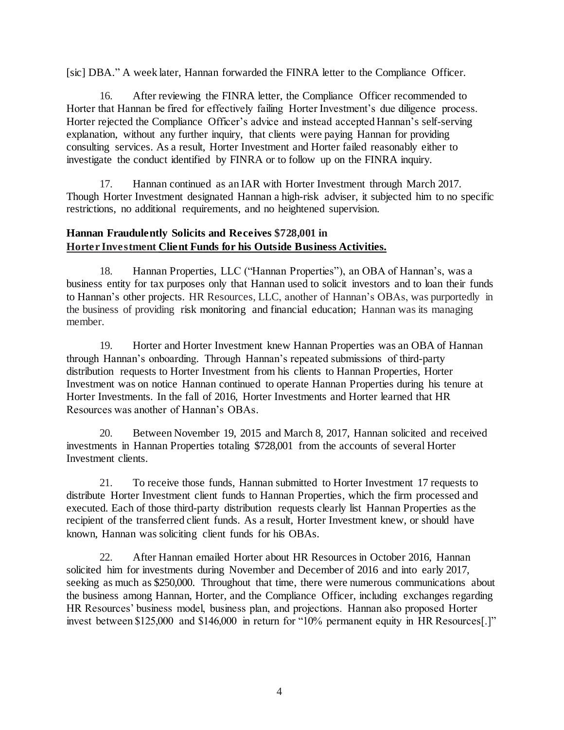[sic] DBA." A week later, Hannan forwarded the FINRA letter to the Compliance Officer.

16. After reviewing the FINRA letter, the Compliance Officer recommended to Horter that Hannan be fired for effectively failing Horter Investment's due diligence process. Horter rejected the Compliance Officer's advice and instead accepted Hannan's self-serving explanation, without any further inquiry, that clients were paying Hannan for providing consulting services. As a result, Horter Investment and Horter failed reasonably either to investigate the conduct identified by FINRA or to follow up on the FINRA inquiry.

17. Hannan continued as an IAR with Horter Investment through March 2017. Though Horter Investment designated Hannan a high-risk adviser, it subjected him to no specific restrictions, no additional requirements, and no heightened supervision.

**Hannan Fraudulently Solicits and Receives $728,001 in <u>Horter Investment Client Funds for his Outside Business Activities.</u>**

18. Hannan Properties, LLC ("Hannan Properties"), an OBA of Hannan's, was a business entity for tax purposes only that Hannan used to solicit investors and to loan their funds to Hannan's other projects. HR Resources, LLC, another of Hannan's OBAs, was purportedly in the business of providing risk monitoring and financial education; Hannan was its managing member.

19. Horter and Horter Investment knew Hannan Properties was an OBA of Hannan through Hannan's onboarding. Through Hannan's repeated submissions of third-party distribution requests to Horter Investment from his clients to Hannan Properties, Horter Investment was on notice Hannan continued to operate Hannan Properties during his tenure at Horter Investments. In the fall of 2016, Horter Investments and Horter learned that HR Resources was another of Hannan's OBAs.

20. Between November 19, 2015 and March 8, 2017, Hannan solicited and received investments in Hannan Properties totaling $728,001 from the accounts of several Horter Investment clients.

21. To receive those funds, Hannan submitted to Horter Investment 17 requests to distribute Horter Investment client funds to Hannan Properties, which the firm processed and executed. Each of those third-party distribution requests clearly list Hannan Properties as the recipient of the transferred client funds. As a result, Horter Investment knew, or should have known, Hannan was soliciting client funds for his OBAs.

22. After Hannan emailed Horter about HR Resources in October 2016, Hannan solicited him for investments during November and December of 2016 and into early 2017, seeking as much as $250,000. Throughout that time, there were numerous communications about the business among Hannan, Horter, and the Compliance Officer, including exchanges regarding HR Resources' business model, business plan, and projections. Hannan also proposed Horter invest between $125,000 and $146,000 in return for "10% permanent equity in HR Resources[.]"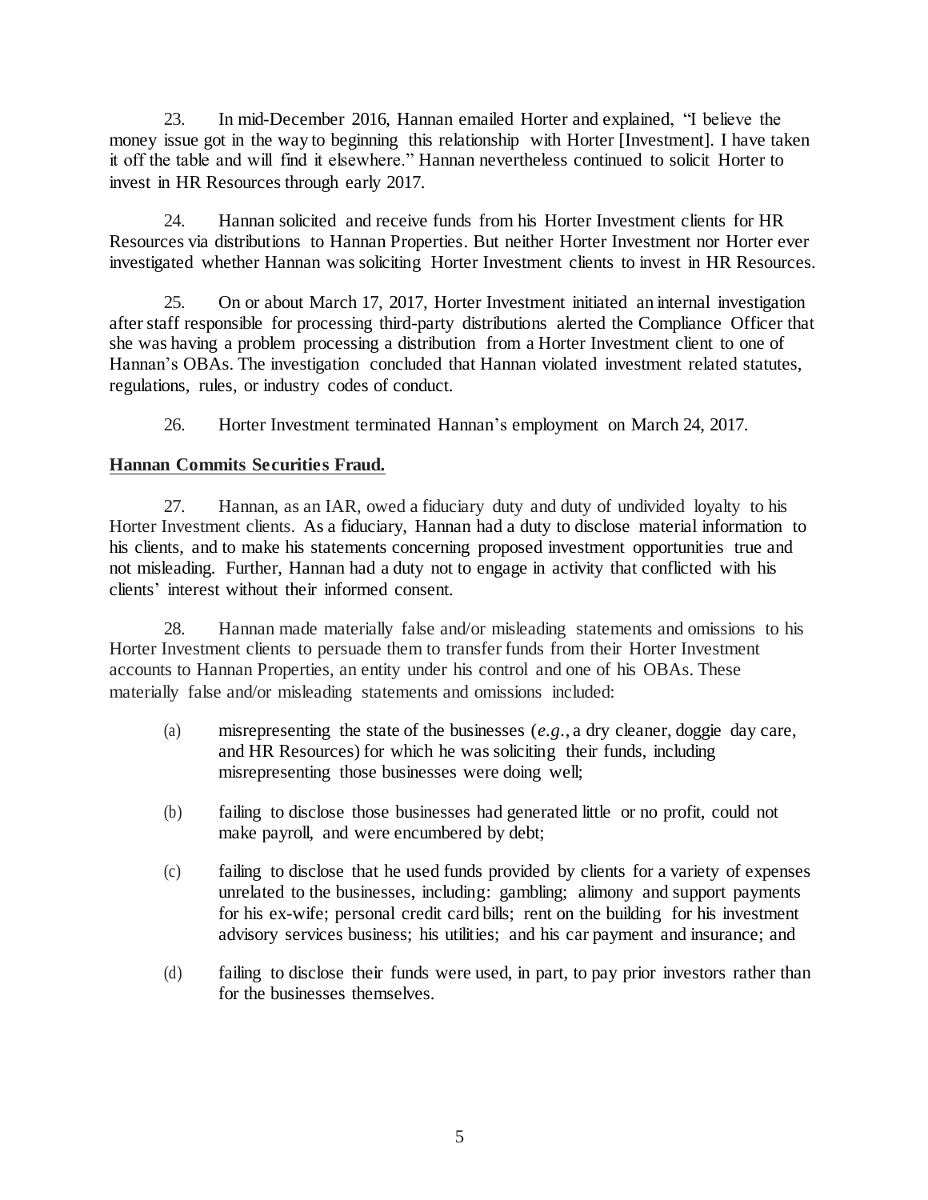23. In mid-December 2016, Hannan emailed Horter and explained, "I believe the money issue got in the way to beginning this relationship with Horter [Investment]. I have taken it off the table and will find it elsewhere." Hannan nevertheless continued to solicit Horter to invest in HR Resources through early 2017.

24. Hannan solicited and receive funds from his Horter Investment clients for HR Resources via distributions to Hannan Properties. But neither Horter Investment nor Horter ever investigated whether Hannan was soliciting Horter Investment clients to invest in HR Resources.

25. On or about March 17, 2017, Horter Investment initiated an internal investigation after staff responsible for processing third-party distributions alerted the Compliance Officer that she was having a problem processing a distribution from a Horter Investment client to one of Hannan's OBAs. The investigation concluded that Hannan violated investment related statutes, regulations, rules, or industry codes of conduct.

26. Horter Investment terminated Hannan's employment on March 24, 2017.

**Hannan Commits Securities Fraud.**

27. Hannan, as an IAR, owed a fiduciary duty and duty of undivided loyalty to his Horter Investment clients. As a fiduciary, Hannan had a duty to disclose material information to his clients, and to make his statements concerning proposed investment opportunities true and not misleading. Further, Hannan had a duty not to engage in activity that conflicted with his clients' interest without their informed consent.

28. Hannan made materially false and/or misleading statements and omissions to his Horter Investment clients to persuade them to transfer funds from their Horter Investment accounts to Hannan Properties, an entity under his control and one of his OBAs. These materially false and/or misleading statements and omissions included:

(a) misrepresenting the state of the businesses (*e.g.*, a dry cleaner, doggie day care, and HR Resources) for which he was soliciting their funds, including misrepresenting those businesses were doing well;

(b) failing to disclose those businesses had generated little or no profit, could not make payroll, and were encumbered by debt;

(c) failing to disclose that he used funds provided by clients for a variety of expenses unrelated to the businesses, including: gambling; alimony and support payments for his ex-wife; personal credit card bills; rent on the building for his investment advisory services business; his utilities; and his car payment and insurance; and

(d) failing to disclose their funds were used, in part, to pay prior investors rather than for the businesses themselves.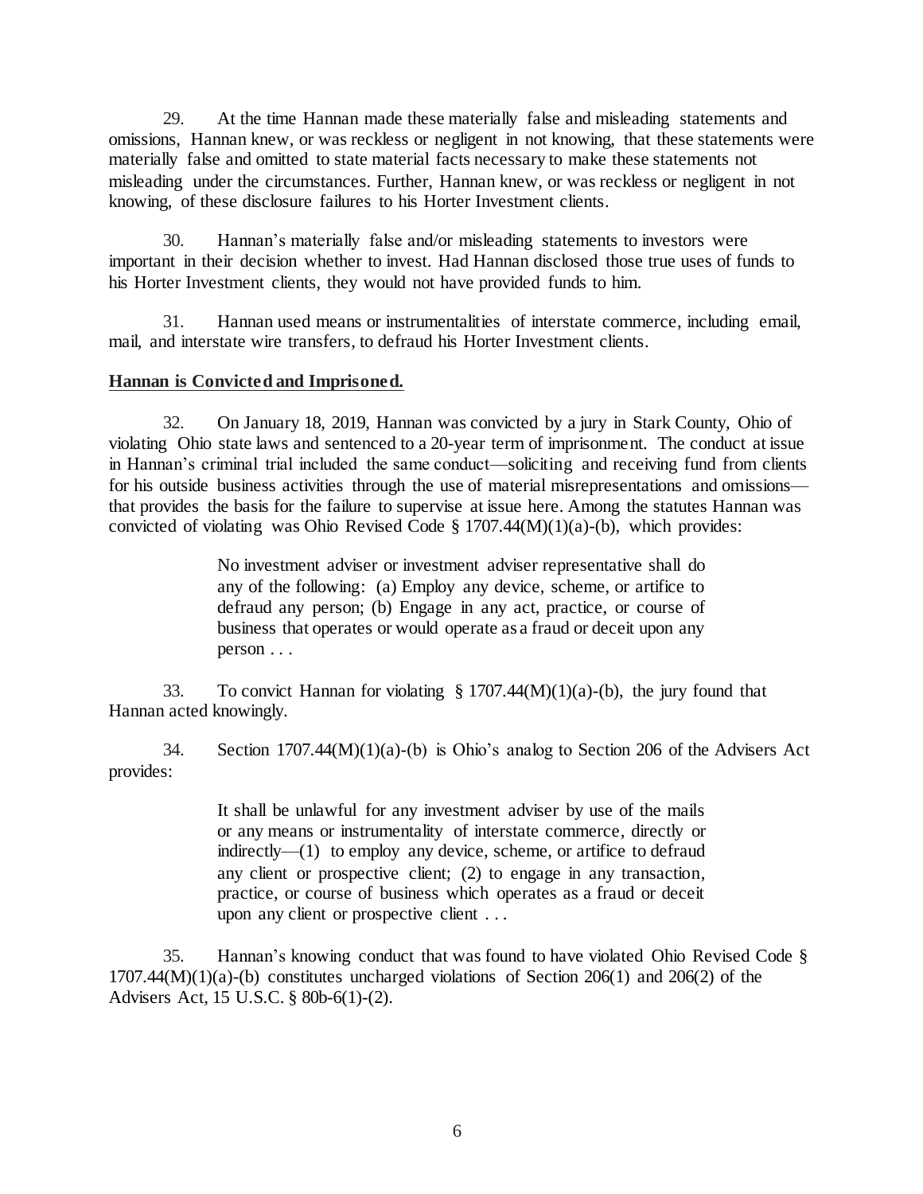29. At the time Hannan made these materially false and misleading statements and omissions, Hannan knew, or was reckless or negligent in not knowing, that these statements were materially false and omitted to state material facts necessary to make these statements not misleading under the circumstances. Further, Hannan knew, or was reckless or negligent in not knowing, of these disclosure failures to his Horter Investment clients.

30. Hannan's materially false and/or misleading statements to investors were important in their decision whether to invest. Had Hannan disclosed those true uses of funds to his Horter Investment clients, they would not have provided funds to him.

31. Hannan used means or instrumentalities of interstate commerce, including email, mail, and interstate wire transfers, to defraud his Horter Investment clients.

**Hannan is Convicted and Imprisoned.**

32. On January 18, 2019, Hannan was convicted by a jury in Stark County, Ohio of violating Ohio state laws and sentenced to a 20-year term of imprisonment. The conduct at issue in Hannan's criminal trial included the same conduct—soliciting and receiving fund from clients for his outside business activities through the use of material misrepresentations and omissions—that provides the basis for the failure to supervise at issue here. Among the statutes Hannan was convicted of violating was Ohio Revised Code § 1707.44(M)(1)(a)-(b), which provides:

> No investment adviser or investment adviser representative shall do any of the following: (a) Employ any device, scheme, or artifice to defraud any person; (b) Engage in any act, practice, or course of business that operates or would operate as a fraud or deceit upon any person . . .

33. To convict Hannan for violating § 1707.44(M)(1)(a)-(b), the jury found that Hannan acted knowingly.

34. Section 1707.44(M)(1)(a)-(b) is Ohio's analog to Section 206 of the Advisers Act provides:

> It shall be unlawful for any investment adviser by use of the mails or any means or instrumentality of interstate commerce, directly or indirectly—(1) to employ any device, scheme, or artifice to defraud any client or prospective client; (2) to engage in any transaction, practice, or course of business which operates as a fraud or deceit upon any client or prospective client . . .

35. Hannan's knowing conduct that was found to have violated Ohio Revised Code § 1707.44(M)(1)(a)-(b) constitutes uncharged violations of Section 206(1) and 206(2) of the Advisers Act, 15 U.S.C. § 80b-6(1)-(2).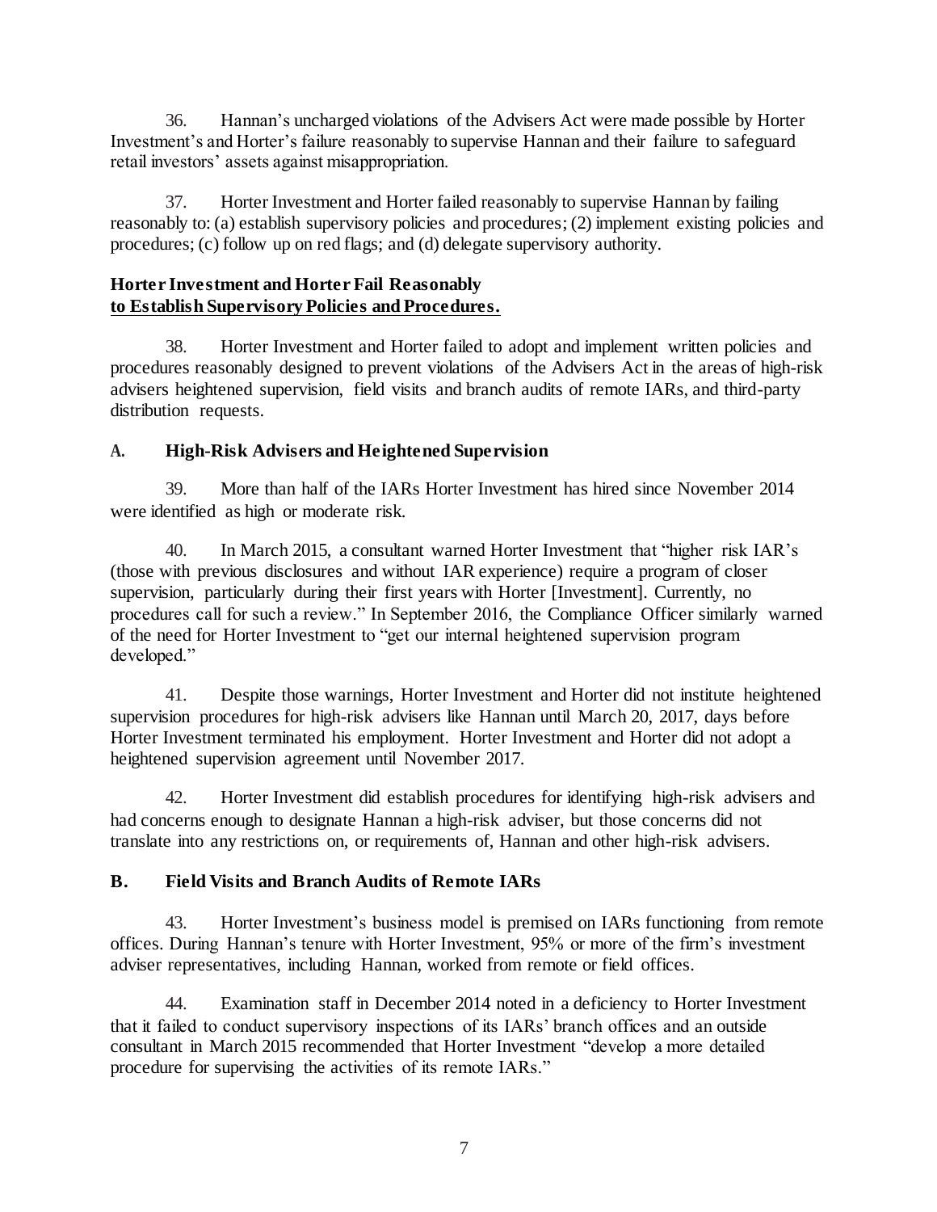36. Hannan's uncharged violations of the Advisers Act were made possible by Horter Investment's and Horter's failure reasonably to supervise Hannan and their failure to safeguard retail investors' assets against misappropriation.

37. Horter Investment and Horter failed reasonably to supervise Hannan by failing reasonably to: (a) establish supervisory policies and procedures; (2) implement existing policies and procedures; (c) follow up on red flags; and (d) delegate supervisory authority.

**Horter Investment and Horter Fail Reasonably to Establish Supervisory Policies and Procedures.**

38. Horter Investment and Horter failed to adopt and implement written policies and procedures reasonably designed to prevent violations of the Advisers Act in the areas of high-risk advisers heightened supervision, field visits and branch audits of remote IARs, and third-party distribution requests.

### A. High-Risk Advisers and Heightened Supervision

39. More than half of the IARs Horter Investment has hired since November 2014 were identified as high or moderate risk.

40. In March 2015, a consultant warned Horter Investment that "higher risk IAR's (those with previous disclosures and without IAR experience) require a program of closer supervision, particularly during their first years with Horter [Investment]. Currently, no procedures call for such a review." In September 2016, the Compliance Officer similarly warned of the need for Horter Investment to "get our internal heightened supervision program developed."

41. Despite those warnings, Horter Investment and Horter did not institute heightened supervision procedures for high-risk advisers like Hannan until March 20, 2017, days before Horter Investment terminated his employment. Horter Investment and Horter did not adopt a heightened supervision agreement until November 2017.

42. Horter Investment did establish procedures for identifying high-risk advisers and had concerns enough to designate Hannan a high-risk adviser, but those concerns did not translate into any restrictions on, or requirements of, Hannan and other high-risk advisers.

### B. Field Visits and Branch Audits of Remote IARs

43. Horter Investment's business model is premised on IARs functioning from remote offices. During Hannan's tenure with Horter Investment, 95% or more of the firm's investment adviser representatives, including Hannan, worked from remote or field offices.

44. Examination staff in December 2014 noted in a deficiency to Horter Investment that it failed to conduct supervisory inspections of its IARs' branch offices and an outside consultant in March 2015 recommended that Horter Investment "develop a more detailed procedure for supervising the activities of its remote IARs."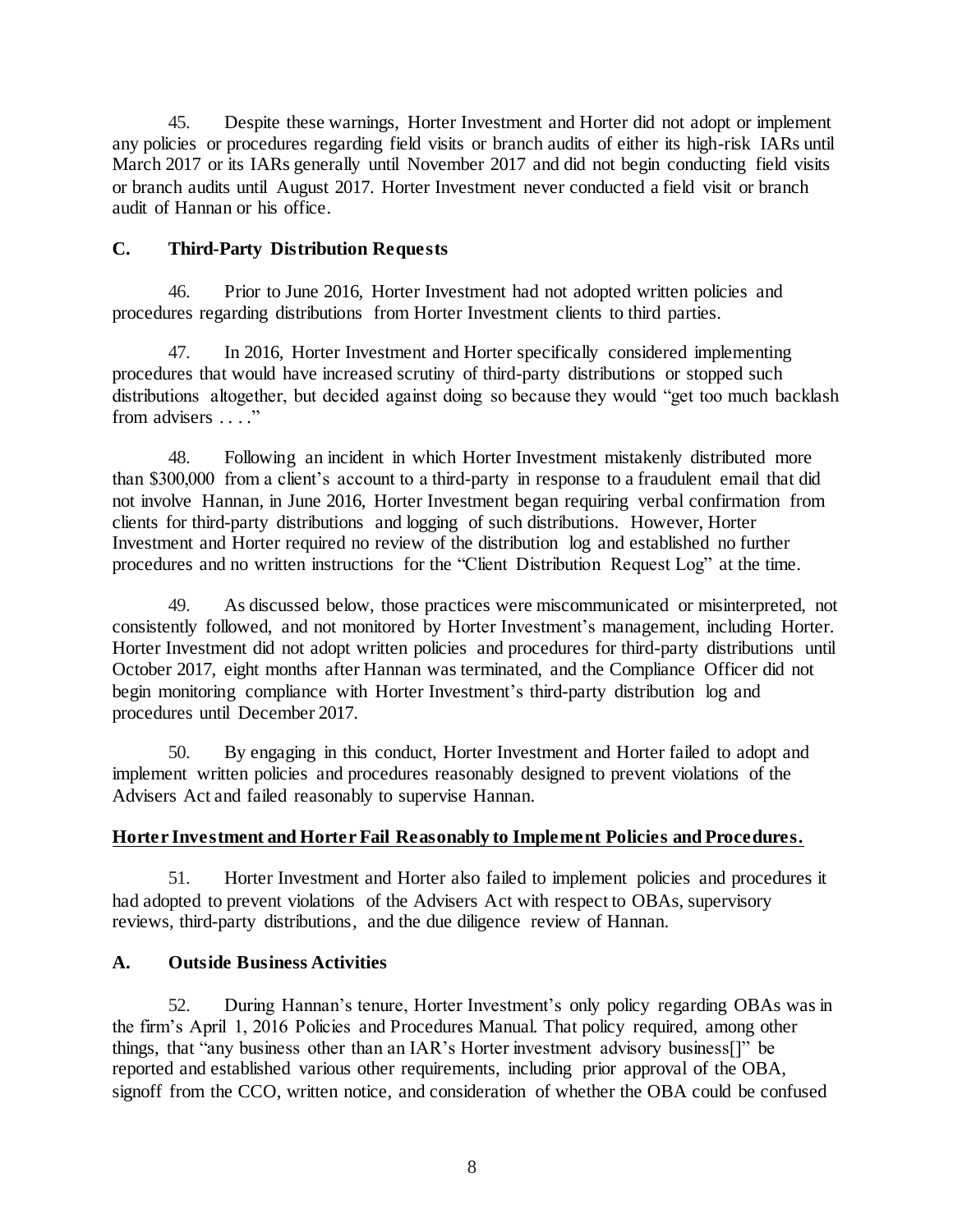45. Despite these warnings, Horter Investment and Horter did not adopt or implement any policies or procedures regarding field visits or branch audits of either its high-risk IARs until March 2017 or its IARs generally until November 2017 and did not begin conducting field visits or branch audits until August 2017. Horter Investment never conducted a field visit or branch audit of Hannan or his office.

### C. Third-Party Distribution Requests

46. Prior to June 2016, Horter Investment had not adopted written policies and procedures regarding distributions from Horter Investment clients to third parties.

47. In 2016, Horter Investment and Horter specifically considered implementing procedures that would have increased scrutiny of third-party distributions or stopped such distributions altogether, but decided against doing so because they would "get too much backlash from advisers . . . ."

48. Following an incident in which Horter Investment mistakenly distributed more than $300,000 from a client's account to a third-party in response to a fraudulent email that did not involve Hannan, in June 2016, Horter Investment began requiring verbal confirmation from clients for third-party distributions and logging of such distributions. However, Horter Investment and Horter required no review of the distribution log and established no further procedures and no written instructions for the "Client Distribution Request Log" at the time.

49. As discussed below, those practices were miscommunicated or misinterpreted, not consistently followed, and not monitored by Horter Investment's management, including Horter. Horter Investment did not adopt written policies and procedures for third-party distributions until October 2017, eight months after Hannan was terminated, and the Compliance Officer did not begin monitoring compliance with Horter Investment's third-party distribution log and procedures until December 2017.

50. By engaging in this conduct, Horter Investment and Horter failed to adopt and implement written policies and procedures reasonably designed to prevent violations of the Advisers Act and failed reasonably to supervise Hannan.

**Horter Investment and Horter Fail Reasonably to Implement Policies and Procedures.**

51. Horter Investment and Horter also failed to implement policies and procedures it had adopted to prevent violations of the Advisers Act with respect to OBAs, supervisory reviews, third-party distributions, and the due diligence review of Hannan.

### A. Outside Business Activities

52. During Hannan's tenure, Horter Investment's only policy regarding OBAs was in the firm's April 1, 2016 Policies and Procedures Manual. That policy required, among other things, that "any business other than an IAR's Horter investment advisory business[]" be reported and established various other requirements, including prior approval of the OBA, signoff from the CCO, written notice, and consideration of whether the OBA could be confused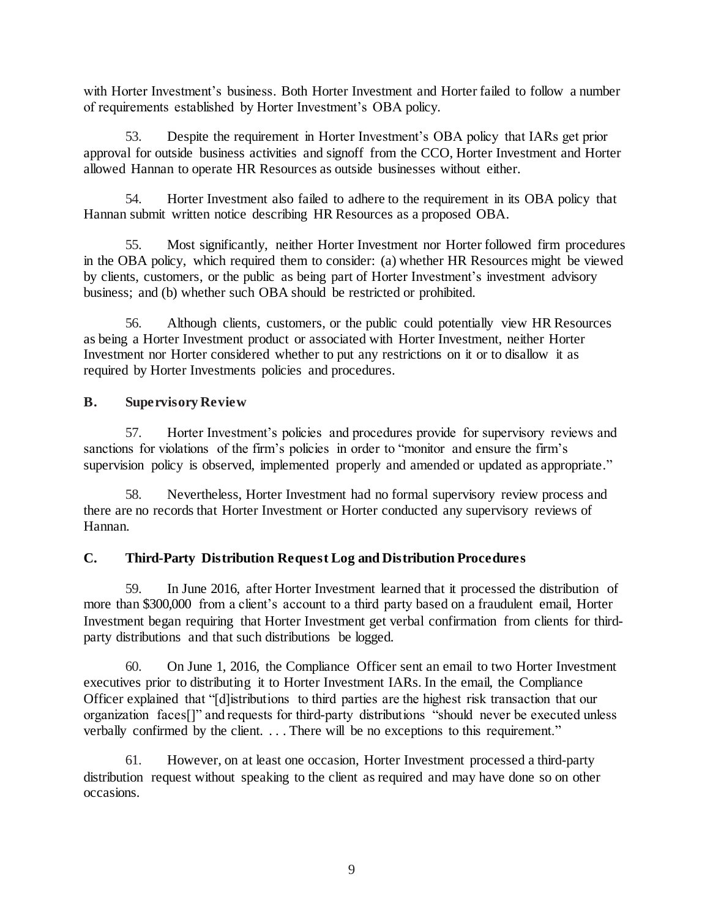with Horter Investment's business. Both Horter Investment and Horter failed to follow a number of requirements established by Horter Investment's OBA policy.

53. Despite the requirement in Horter Investment's OBA policy that IARs get prior approval for outside business activities and signoff from the CCO, Horter Investment and Horter allowed Hannan to operate HR Resources as outside businesses without either.

54. Horter Investment also failed to adhere to the requirement in its OBA policy that Hannan submit written notice describing HR Resources as a proposed OBA.

55. Most significantly, neither Horter Investment nor Horter followed firm procedures in the OBA policy, which required them to consider: (a) whether HR Resources might be viewed by clients, customers, or the public as being part of Horter Investment's investment advisory business; and (b) whether such OBA should be restricted or prohibited.

56. Although clients, customers, or the public could potentially view HR Resources as being a Horter Investment product or associated with Horter Investment, neither Horter Investment nor Horter considered whether to put any restrictions on it or to disallow it as required by Horter Investments policies and procedures.

## B. Supervisory Review

57. Horter Investment's policies and procedures provide for supervisory reviews and sanctions for violations of the firm's policies in order to "monitor and ensure the firm's supervision policy is observed, implemented properly and amended or updated as appropriate."

58. Nevertheless, Horter Investment had no formal supervisory review process and there are no records that Horter Investment or Horter conducted any supervisory reviews of Hannan.

## C. Third-Party Distribution Request Log and Distribution Procedures

59. In June 2016, after Horter Investment learned that it processed the distribution of more than $300,000 from a client's account to a third party based on a fraudulent email, Horter Investment began requiring that Horter Investment get verbal confirmation from clients for third-party distributions and that such distributions be logged.

60. On June 1, 2016, the Compliance Officer sent an email to two Horter Investment executives prior to distributing it to Horter Investment IARs. In the email, the Compliance Officer explained that "[d]istributions to third parties are the highest risk transaction that our organization faces[]" and requests for third-party distributions "should never be executed unless verbally confirmed by the client. . . . There will be no exceptions to this requirement."

61. However, on at least one occasion, Horter Investment processed a third-party distribution request without speaking to the client as required and may have done so on other occasions.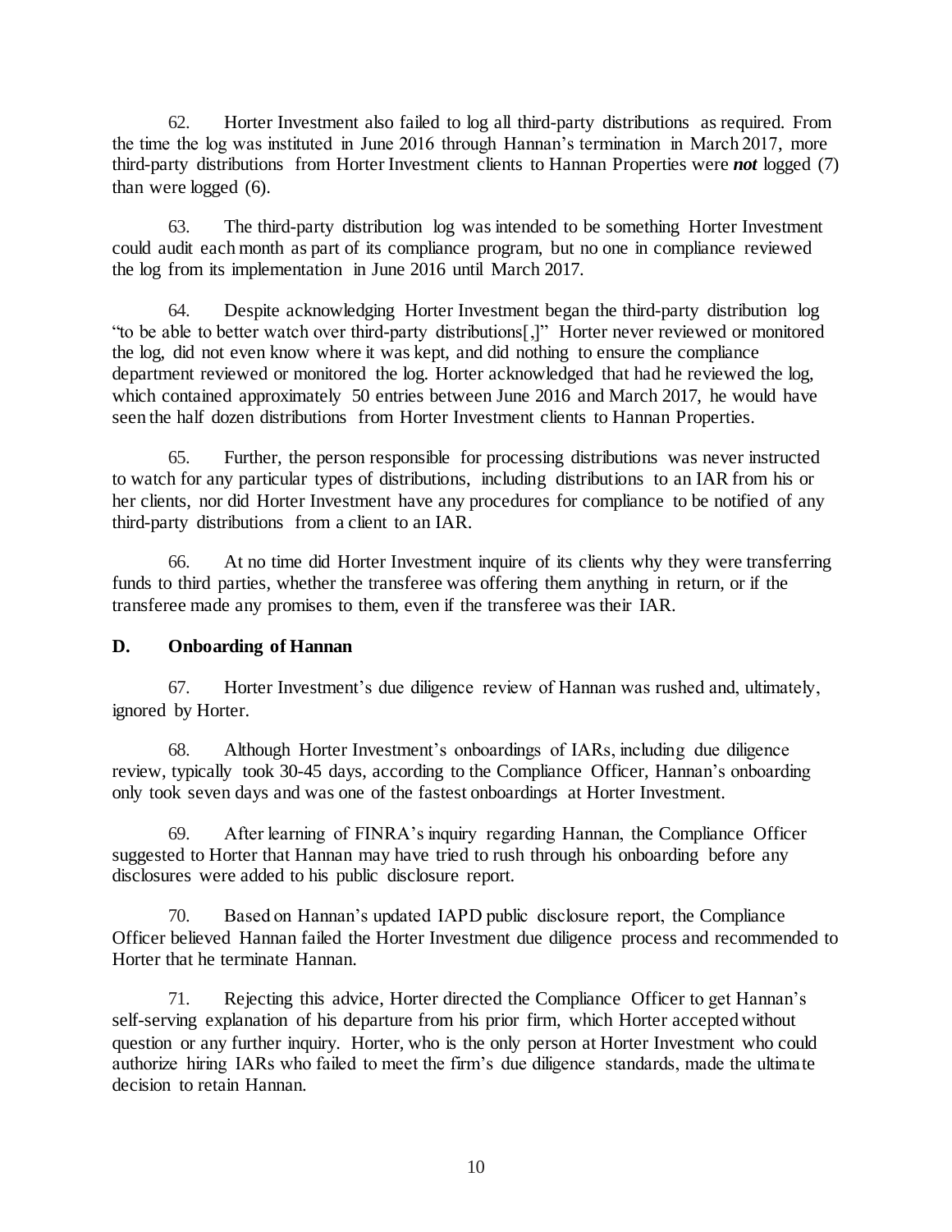62. Horter Investment also failed to log all third-party distributions as required. From the time the log was instituted in June 2016 through Hannan's termination in March 2017, more third-party distributions from Horter Investment clients to Hannan Properties were ***not*** logged (7) than were logged (6).

63. The third-party distribution log was intended to be something Horter Investment could audit each month as part of its compliance program, but no one in compliance reviewed the log from its implementation in June 2016 until March 2017.

64. Despite acknowledging Horter Investment began the third-party distribution log "to be able to better watch over third-party distributions[,]" Horter never reviewed or monitored the log, did not even know where it was kept, and did nothing to ensure the compliance department reviewed or monitored the log. Horter acknowledged that had he reviewed the log, which contained approximately 50 entries between June 2016 and March 2017, he would have seen the half dozen distributions from Horter Investment clients to Hannan Properties.

65. Further, the person responsible for processing distributions was never instructed to watch for any particular types of distributions, including distributions to an IAR from his or her clients, nor did Horter Investment have any procedures for compliance to be notified of any third-party distributions from a client to an IAR.

66. At no time did Horter Investment inquire of its clients why they were transferring funds to third parties, whether the transferee was offering them anything in return, or if the transferee made any promises to them, even if the transferee was their IAR.

## D. Onboarding of Hannan

67. Horter Investment's due diligence review of Hannan was rushed and, ultimately, ignored by Horter.

68. Although Horter Investment's onboardings of IARs, including due diligence review, typically took 30-45 days, according to the Compliance Officer, Hannan's onboarding only took seven days and was one of the fastest onboardings at Horter Investment.

69. After learning of FINRA's inquiry regarding Hannan, the Compliance Officer suggested to Horter that Hannan may have tried to rush through his onboarding before any disclosures were added to his public disclosure report.

70. Based on Hannan's updated IAPD public disclosure report, the Compliance Officer believed Hannan failed the Horter Investment due diligence process and recommended to Horter that he terminate Hannan.

71. Rejecting this advice, Horter directed the Compliance Officer to get Hannan's self-serving explanation of his departure from his prior firm, which Horter accepted without question or any further inquiry. Horter, who is the only person at Horter Investment who could authorize hiring IARs who failed to meet the firm's due diligence standards, made the ultimate decision to retain Hannan.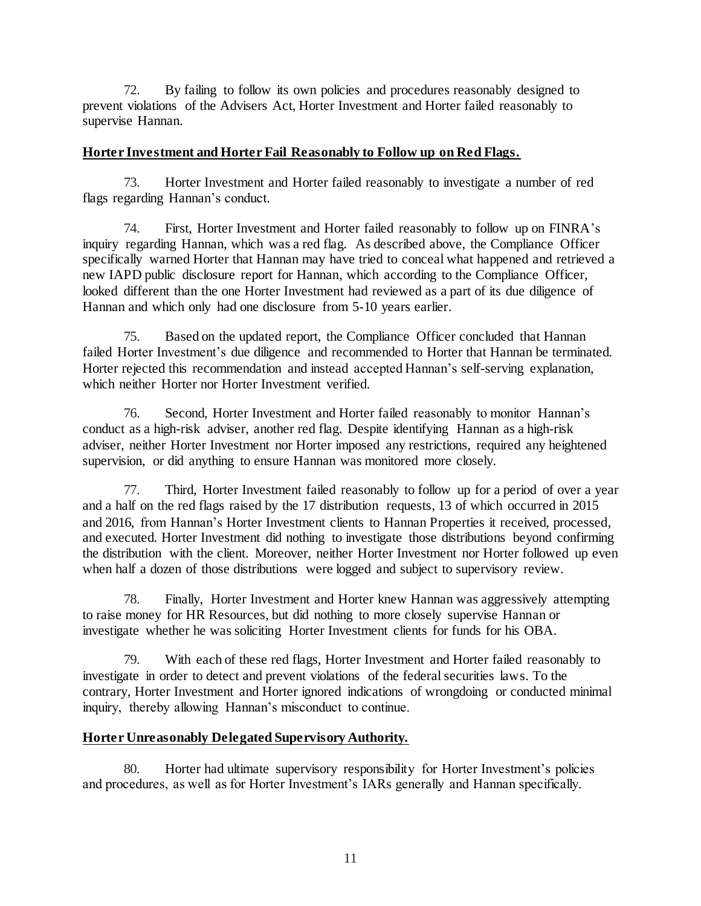72. By failing to follow its own policies and procedures reasonably designed to prevent violations of the Advisers Act, Horter Investment and Horter failed reasonably to supervise Hannan.

**Horter Investment and Horter Fail Reasonably to Follow up on Red Flags.**

73. Horter Investment and Horter failed reasonably to investigate a number of red flags regarding Hannan's conduct.

74. First, Horter Investment and Horter failed reasonably to follow up on FINRA's inquiry regarding Hannan, which was a red flag. As described above, the Compliance Officer specifically warned Horter that Hannan may have tried to conceal what happened and retrieved a new IAPD public disclosure report for Hannan, which according to the Compliance Officer, looked different than the one Horter Investment had reviewed as a part of its due diligence of Hannan and which only had one disclosure from 5-10 years earlier.

75. Based on the updated report, the Compliance Officer concluded that Hannan failed Horter Investment's due diligence and recommended to Horter that Hannan be terminated. Horter rejected this recommendation and instead accepted Hannan's self-serving explanation, which neither Horter nor Horter Investment verified.

76. Second, Horter Investment and Horter failed reasonably to monitor Hannan's conduct as a high-risk adviser, another red flag. Despite identifying Hannan as a high-risk adviser, neither Horter Investment nor Horter imposed any restrictions, required any heightened supervision, or did anything to ensure Hannan was monitored more closely.

77. Third, Horter Investment failed reasonably to follow up for a period of over a year and a half on the red flags raised by the 17 distribution requests, 13 of which occurred in 2015 and 2016, from Hannan's Horter Investment clients to Hannan Properties it received, processed, and executed. Horter Investment did nothing to investigate those distributions beyond confirming the distribution with the client. Moreover, neither Horter Investment nor Horter followed up even when half a dozen of those distributions were logged and subject to supervisory review.

78. Finally, Horter Investment and Horter knew Hannan was aggressively attempting to raise money for HR Resources, but did nothing to more closely supervise Hannan or investigate whether he was soliciting Horter Investment clients for funds for his OBA.

79. With each of these red flags, Horter Investment and Horter failed reasonably to investigate in order to detect and prevent violations of the federal securities laws. To the contrary, Horter Investment and Horter ignored indications of wrongdoing or conducted minimal inquiry, thereby allowing Hannan's misconduct to continue.

**Horter Unreasonably Delegated Supervisory Authority.**

80. Horter had ultimate supervisory responsibility for Horter Investment's policies and procedures, as well as for Horter Investment's IARs generally and Hannan specifically.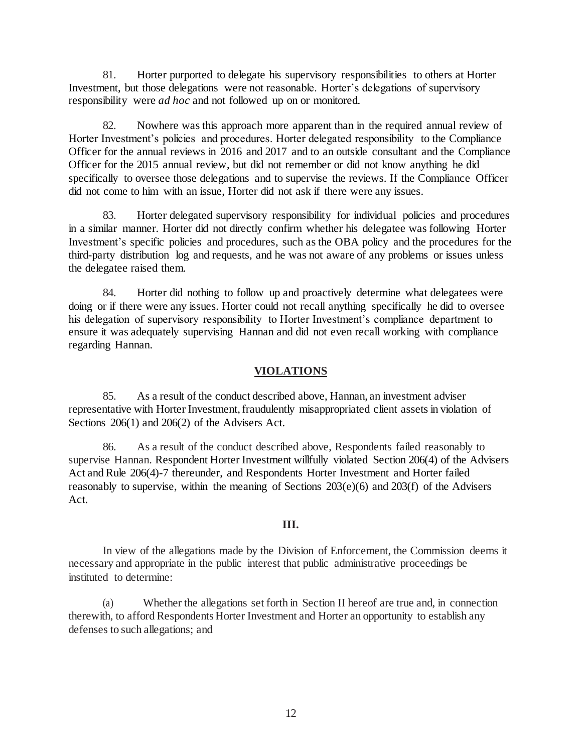81. Horter purported to delegate his supervisory responsibilities to others at Horter Investment, but those delegations were not reasonable. Horter's delegations of supervisory responsibility were *ad hoc* and not followed up on or monitored.

82. Nowhere was this approach more apparent than in the required annual review of Horter Investment's policies and procedures. Horter delegated responsibility to the Compliance Officer for the annual reviews in 2016 and 2017 and to an outside consultant and the Compliance Officer for the 2015 annual review, but did not remember or did not know anything he did specifically to oversee those delegations and to supervise the reviews. If the Compliance Officer did not come to him with an issue, Horter did not ask if there were any issues.

83. Horter delegated supervisory responsibility for individual policies and procedures in a similar manner. Horter did not directly confirm whether his delegatee was following Horter Investment's specific policies and procedures, such as the OBA policy and the procedures for the third-party distribution log and requests, and he was not aware of any problems or issues unless the delegatee raised them.

84. Horter did nothing to follow up and proactively determine what delegatees were doing or if there were any issues. Horter could not recall anything specifically he did to oversee his delegation of supervisory responsibility to Horter Investment's compliance department to ensure it was adequately supervising Hannan and did not even recall working with compliance regarding Hannan.

## VIOLATIONS

85. As a result of the conduct described above, Hannan, an investment adviser representative with Horter Investment, fraudulently misappropriated client assets in violation of Sections 206(1) and 206(2) of the Advisers Act.

86. As a result of the conduct described above, Respondents failed reasonably to supervise Hannan. Respondent Horter Investment willfully violated Section 206(4) of the Advisers Act and Rule 206(4)-7 thereunder, and Respondents Horter Investment and Horter failed reasonably to supervise, within the meaning of Sections 203(e)(6) and 203(f) of the Advisers Act.

## III.

In view of the allegations made by the Division of Enforcement, the Commission deems it necessary and appropriate in the public interest that public administrative proceedings be instituted to determine:

(a) Whether the allegations set forth in Section II hereof are true and, in connection therewith, to afford Respondents Horter Investment and Horter an opportunity to establish any defenses to such allegations; and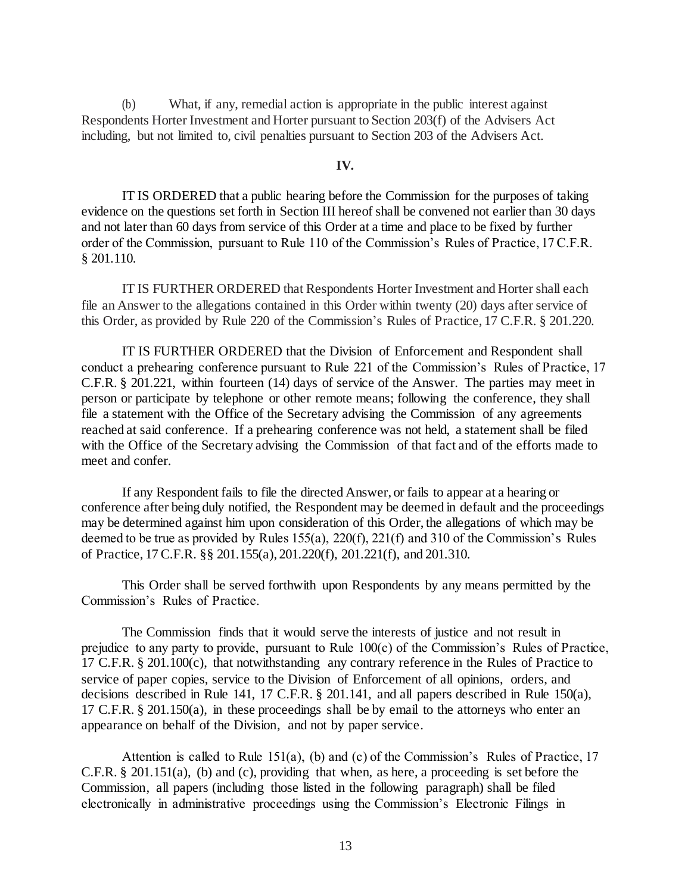(b) What, if any, remedial action is appropriate in the public interest against Respondents Horter Investment and Horter pursuant to Section 203(f) of the Advisers Act including, but not limited to, civil penalties pursuant to Section 203 of the Advisers Act.

**IV.**

IT IS ORDERED that a public hearing before the Commission for the purposes of taking evidence on the questions set forth in Section III hereof shall be convened not earlier than 30 days and not later than 60 days from service of this Order at a time and place to be fixed by further order of the Commission, pursuant to Rule 110 of the Commission's Rules of Practice, 17 C.F.R. § 201.110.

IT IS FURTHER ORDERED that Respondents Horter Investment and Horter shall each file an Answer to the allegations contained in this Order within twenty (20) days after service of this Order, as provided by Rule 220 of the Commission's Rules of Practice, 17 C.F.R. § 201.220.

IT IS FURTHER ORDERED that the Division of Enforcement and Respondent shall conduct a prehearing conference pursuant to Rule 221 of the Commission's Rules of Practice, 17 C.F.R. § 201.221, within fourteen (14) days of service of the Answer. The parties may meet in person or participate by telephone or other remote means; following the conference, they shall file a statement with the Office of the Secretary advising the Commission of any agreements reached at said conference. If a prehearing conference was not held, a statement shall be filed with the Office of the Secretary advising the Commission of that fact and of the efforts made to meet and confer.

If any Respondent fails to file the directed Answer, or fails to appear at a hearing or conference after being duly notified, the Respondent may be deemed in default and the proceedings may be determined against him upon consideration of this Order, the allegations of which may be deemed to be true as provided by Rules 155(a), 220(f), 221(f) and 310 of the Commission's Rules of Practice, 17 C.F.R. §§ 201.155(a), 201.220(f), 201.221(f), and 201.310.

This Order shall be served forthwith upon Respondents by any means permitted by the Commission's Rules of Practice.

The Commission finds that it would serve the interests of justice and not result in prejudice to any party to provide, pursuant to Rule 100(c) of the Commission's Rules of Practice, 17 C.F.R. § 201.100(c), that notwithstanding any contrary reference in the Rules of Practice to service of paper copies, service to the Division of Enforcement of all opinions, orders, and decisions described in Rule 141, 17 C.F.R. § 201.141, and all papers described in Rule 150(a), 17 C.F.R. § 201.150(a), in these proceedings shall be by email to the attorneys who enter an appearance on behalf of the Division, and not by paper service.

Attention is called to Rule 151(a), (b) and (c) of the Commission's Rules of Practice, 17 C.F.R. § 201.151(a), (b) and (c), providing that when, as here, a proceeding is set before the Commission, all papers (including those listed in the following paragraph) shall be filed electronically in administrative proceedings using the Commission's Electronic Filings in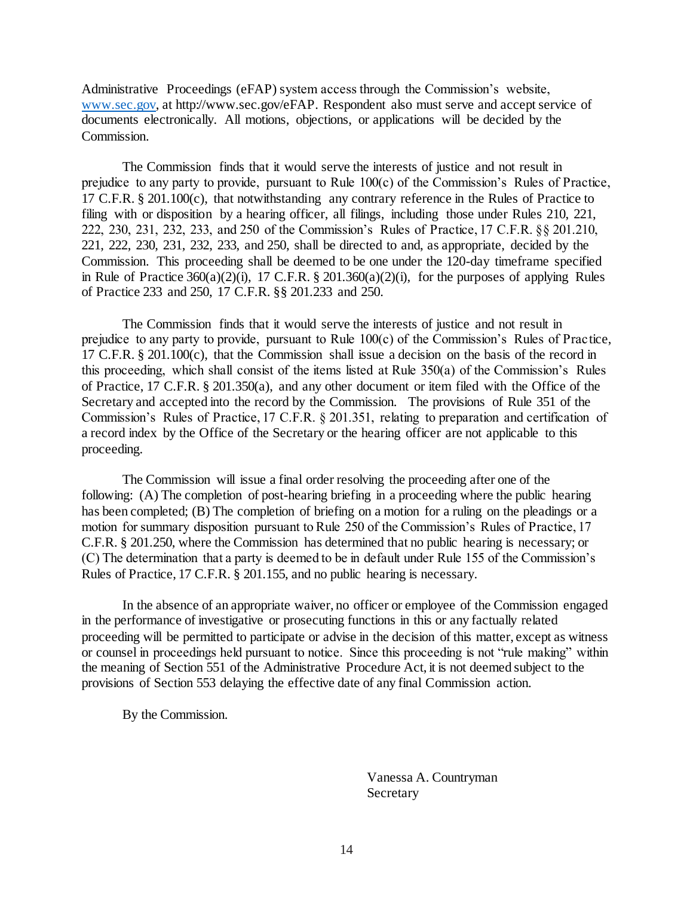Administrative Proceedings (eFAP) system access through the Commission's website, www.sec.gov, at http://www.sec.gov/eFAP. Respondent also must serve and accept service of documents electronically. All motions, objections, or applications will be decided by the Commission.

The Commission finds that it would serve the interests of justice and not result in prejudice to any party to provide, pursuant to Rule 100(c) of the Commission's Rules of Practice, 17 C.F.R. § 201.100(c), that notwithstanding any contrary reference in the Rules of Practice to filing with or disposition by a hearing officer, all filings, including those under Rules 210, 221, 222, 230, 231, 232, 233, and 250 of the Commission's Rules of Practice, 17 C.F.R. §§ 201.210, 221, 222, 230, 231, 232, 233, and 250, shall be directed to and, as appropriate, decided by the Commission. This proceeding shall be deemed to be one under the 120-day timeframe specified in Rule of Practice 360(a)(2)(i), 17 C.F.R. § 201.360(a)(2)(i), for the purposes of applying Rules of Practice 233 and 250, 17 C.F.R. §§ 201.233 and 250.

The Commission finds that it would serve the interests of justice and not result in prejudice to any party to provide, pursuant to Rule 100(c) of the Commission's Rules of Practice, 17 C.F.R. § 201.100(c), that the Commission shall issue a decision on the basis of the record in this proceeding, which shall consist of the items listed at Rule 350(a) of the Commission's Rules of Practice, 17 C.F.R. § 201.350(a), and any other document or item filed with the Office of the Secretary and accepted into the record by the Commission. The provisions of Rule 351 of the Commission's Rules of Practice, 17 C.F.R. § 201.351, relating to preparation and certification of a record index by the Office of the Secretary or the hearing officer are not applicable to this proceeding.

The Commission will issue a final order resolving the proceeding after one of the following: (A) The completion of post-hearing briefing in a proceeding where the public hearing has been completed; (B) The completion of briefing on a motion for a ruling on the pleadings or a motion for summary disposition pursuant to Rule 250 of the Commission's Rules of Practice, 17 C.F.R. § 201.250, where the Commission has determined that no public hearing is necessary; or (C) The determination that a party is deemed to be in default under Rule 155 of the Commission's Rules of Practice, 17 C.F.R. § 201.155, and no public hearing is necessary.

In the absence of an appropriate waiver, no officer or employee of the Commission engaged in the performance of investigative or prosecuting functions in this or any factually related proceeding will be permitted to participate or advise in the decision of this matter, except as witness or counsel in proceedings held pursuant to notice. Since this proceeding is not "rule making" within the meaning of Section 551 of the Administrative Procedure Act, it is not deemed subject to the provisions of Section 553 delaying the effective date of any final Commission action.

By the Commission.

Vanessa A. Countryman  
Secretary